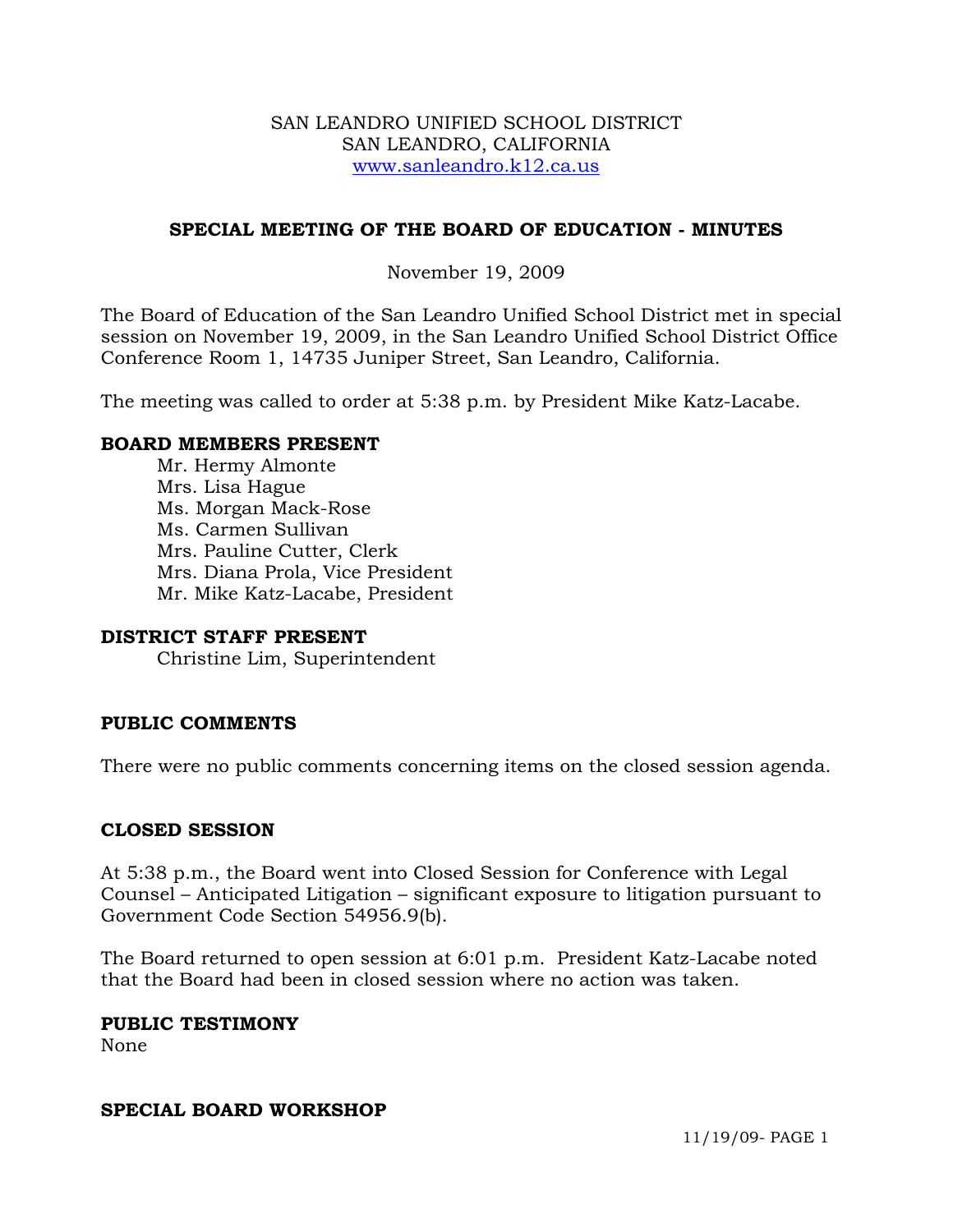SAN LEANDRO UNIFIED SCHOOL DISTRICT
SAN LEANDRO, CALIFORNIA
www.sanleandro.k12.ca.us

## SPECIAL MEETING OF THE BOARD OF EDUCATION - MINUTES

November 19, 2009

The Board of Education of the San Leandro Unified School District met in special session on November 19, 2009, in the San Leandro Unified School District Office Conference Room 1, 14735 Juniper Street, San Leandro, California.

The meeting was called to order at 5:38 p.m. by President Mike Katz-Lacabe.

### BOARD MEMBERS PRESENT

Mr. Hermy Almonte
Mrs. Lisa Hague
Ms. Morgan Mack-Rose
Ms. Carmen Sullivan
Mrs. Pauline Cutter, Clerk
Mrs. Diana Prola, Vice President
Mr. Mike Katz-Lacabe, President

### DISTRICT STAFF PRESENT

Christine Lim, Superintendent

### PUBLIC COMMENTS

There were no public comments concerning items on the closed session agenda.

### CLOSED SESSION

At 5:38 p.m., the Board went into Closed Session for Conference with Legal Counsel – Anticipated Litigation – significant exposure to litigation pursuant to Government Code Section 54956.9(b).

The Board returned to open session at 6:01 p.m. President Katz-Lacabe noted that the Board had been in closed session where no action was taken.

### PUBLIC TESTIMONY

None

### SPECIAL BOARD WORKSHOP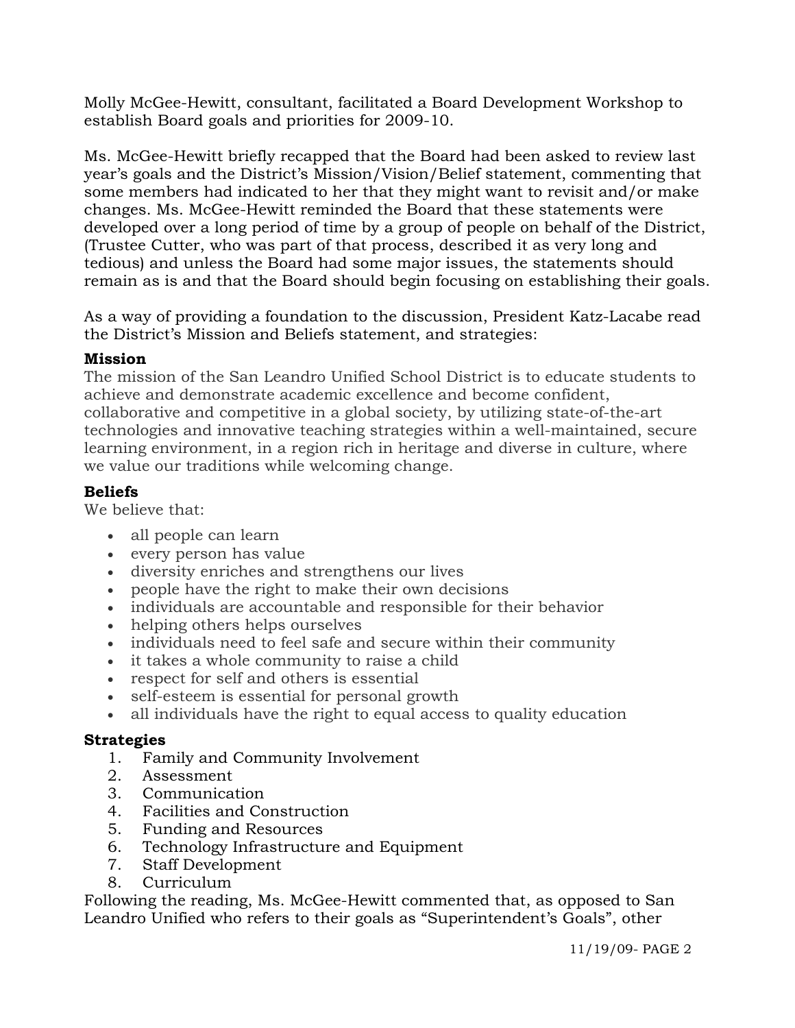Molly McGee-Hewitt, consultant, facilitated a Board Development Workshop to establish Board goals and priorities for 2009-10.

Ms. McGee-Hewitt briefly recapped that the Board had been asked to review last year's goals and the District's Mission/Vision/Belief statement, commenting that some members had indicated to her that they might want to revisit and/or make changes. Ms. McGee-Hewitt reminded the Board that these statements were developed over a long period of time by a group of people on behalf of the District, (Trustee Cutter, who was part of that process, described it as very long and tedious) and unless the Board had some major issues, the statements should remain as is and that the Board should begin focusing on establishing their goals.

As a way of providing a foundation to the discussion, President Katz-Lacabe read the District's Mission and Beliefs statement, and strategies:

**Mission**

The mission of the San Leandro Unified School District is to educate students to achieve and demonstrate academic excellence and become confident, collaborative and competitive in a global society, by utilizing state-of-the-art technologies and innovative teaching strategies within a well-maintained, secure learning environment, in a region rich in heritage and diverse in culture, where we value our traditions while welcoming change.

**Beliefs**

We believe that:

- all people can learn
- every person has value
- diversity enriches and strengthens our lives
- people have the right to make their own decisions
- individuals are accountable and responsible for their behavior
- helping others helps ourselves
- individuals need to feel safe and secure within their community
- it takes a whole community to raise a child
- respect for self and others is essential
- self-esteem is essential for personal growth
- all individuals have the right to equal access to quality education

**Strategies**

1. Family and Community Involvement
2. Assessment
3. Communication
4. Facilities and Construction
5. Funding and Resources
6. Technology Infrastructure and Equipment
7. Staff Development
8. Curriculum

Following the reading, Ms. McGee-Hewitt commented that, as opposed to San Leandro Unified who refers to their goals as "Superintendent's Goals", other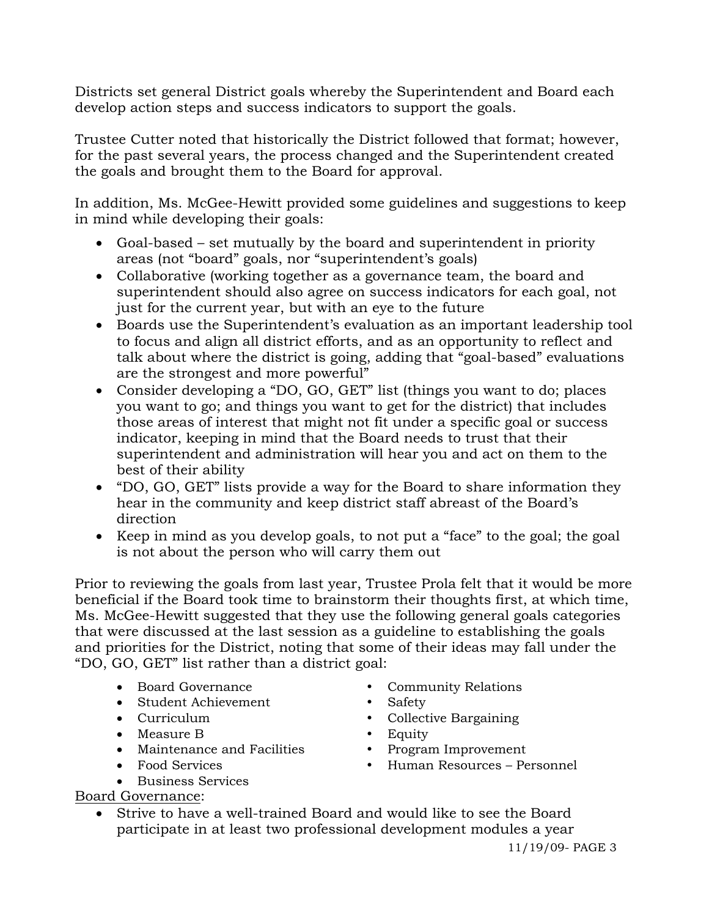Districts set general District goals whereby the Superintendent and Board each develop action steps and success indicators to support the goals.

Trustee Cutter noted that historically the District followed that format; however, for the past several years, the process changed and the Superintendent created the goals and brought them to the Board for approval.

In addition, Ms. McGee-Hewitt provided some guidelines and suggestions to keep in mind while developing their goals:

- Goal-based – set mutually by the board and superintendent in priority areas (not "board" goals, nor "superintendent's goals)
- Collaborative (working together as a governance team, the board and superintendent should also agree on success indicators for each goal, not just for the current year, but with an eye to the future
- Boards use the Superintendent's evaluation as an important leadership tool to focus and align all district efforts, and as an opportunity to reflect and talk about where the district is going, adding that "goal-based" evaluations are the strongest and more powerful"
- Consider developing a "DO, GO, GET" list (things you want to do; places you want to go; and things you want to get for the district) that includes those areas of interest that might not fit under a specific goal or success indicator, keeping in mind that the Board needs to trust that their superintendent and administration will hear you and act on them to the best of their ability
- "DO, GO, GET" lists provide a way for the Board to share information they hear in the community and keep district staff abreast of the Board's direction
- Keep in mind as you develop goals, to not put a "face" to the goal; the goal is not about the person who will carry them out

Prior to reviewing the goals from last year, Trustee Prola felt that it would be more beneficial if the Board took time to brainstorm their thoughts first, at which time, Ms. McGee-Hewitt suggested that they use the following general goals categories that were discussed at the last session as a guideline to establishing the goals and priorities for the District, noting that some of their ideas may fall under the "DO, GO, GET" list rather than a district goal:

- Board Governance
- Student Achievement
- Curriculum
- Measure B
- Maintenance and Facilities
- Food Services
- Business Services
- Community Relations
- Safety
- Collective Bargaining
- Equity
- Program Improvement
- Human Resources – Personnel

Board Governance:

- Strive to have a well-trained Board and would like to see the Board participate in at least two professional development modules a year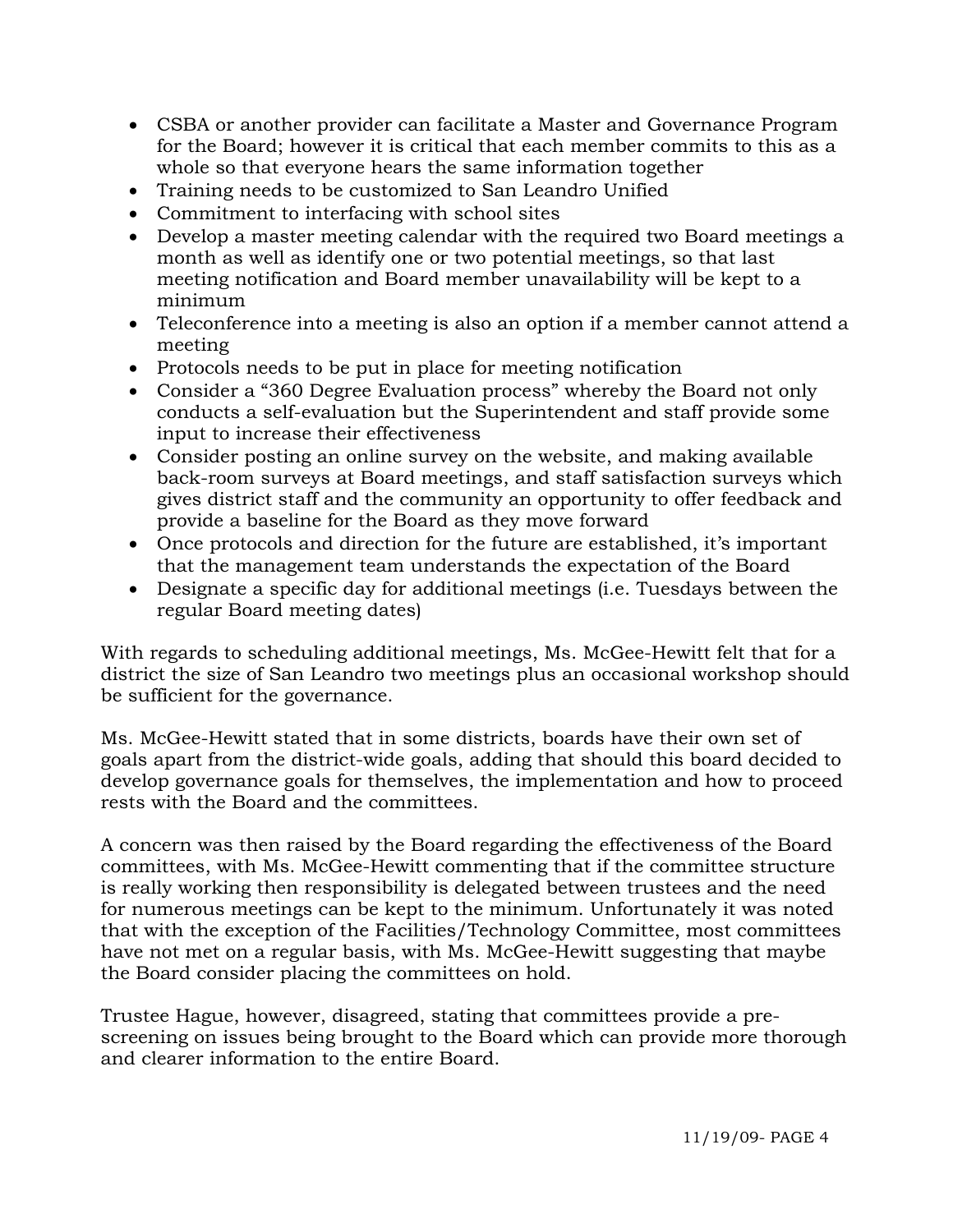- CSBA or another provider can facilitate a Master and Governance Program for the Board; however it is critical that each member commits to this as a whole so that everyone hears the same information together
- Training needs to be customized to San Leandro Unified
- Commitment to interfacing with school sites
- Develop a master meeting calendar with the required two Board meetings a month as well as identify one or two potential meetings, so that last meeting notification and Board member unavailability will be kept to a minimum
- Teleconference into a meeting is also an option if a member cannot attend a meeting
- Protocols needs to be put in place for meeting notification
- Consider a "360 Degree Evaluation process" whereby the Board not only conducts a self-evaluation but the Superintendent and staff provide some input to increase their effectiveness
- Consider posting an online survey on the website, and making available back-room surveys at Board meetings, and staff satisfaction surveys which gives district staff and the community an opportunity to offer feedback and provide a baseline for the Board as they move forward
- Once protocols and direction for the future are established, it's important that the management team understands the expectation of the Board
- Designate a specific day for additional meetings (i.e. Tuesdays between the regular Board meeting dates)

With regards to scheduling additional meetings, Ms. McGee-Hewitt felt that for a district the size of San Leandro two meetings plus an occasional workshop should be sufficient for the governance.

Ms. McGee-Hewitt stated that in some districts, boards have their own set of goals apart from the district-wide goals, adding that should this board decided to develop governance goals for themselves, the implementation and how to proceed rests with the Board and the committees.

A concern was then raised by the Board regarding the effectiveness of the Board committees, with Ms. McGee-Hewitt commenting that if the committee structure is really working then responsibility is delegated between trustees and the need for numerous meetings can be kept to the minimum. Unfortunately it was noted that with the exception of the Facilities/Technology Committee, most committees have not met on a regular basis, with Ms. McGee-Hewitt suggesting that maybe the Board consider placing the committees on hold.

Trustee Hague, however, disagreed, stating that committees provide a pre-screening on issues being brought to the Board which can provide more thorough and clearer information to the entire Board.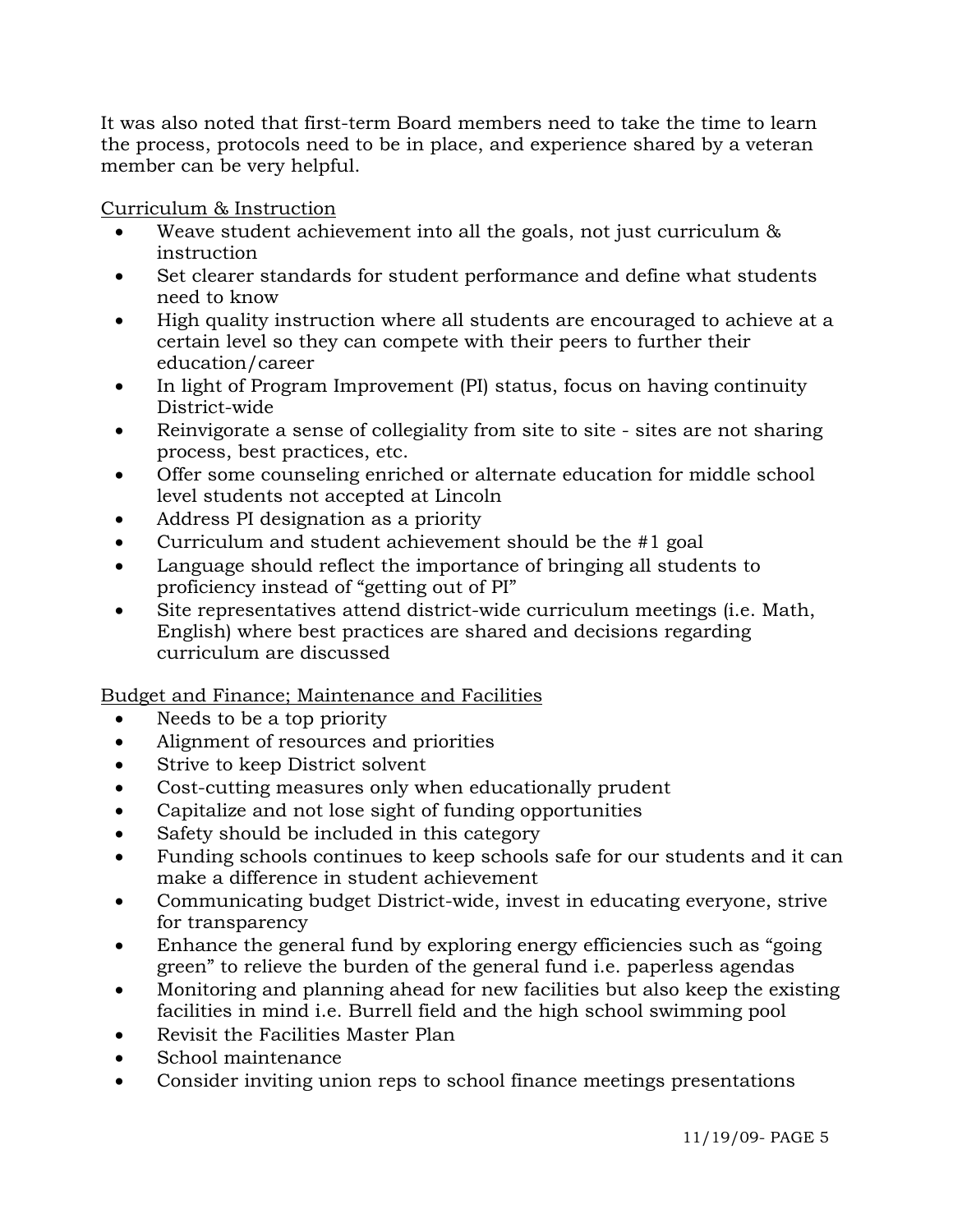It was also noted that first-term Board members need to take the time to learn the process, protocols need to be in place, and experience shared by a veteran member can be very helpful.

Curriculum & Instruction

- Weave student achievement into all the goals, not just curriculum & instruction
- Set clearer standards for student performance and define what students need to know
- High quality instruction where all students are encouraged to achieve at a certain level so they can compete with their peers to further their education/career
- In light of Program Improvement (PI) status, focus on having continuity District-wide
- Reinvigorate a sense of collegiality from site to site - sites are not sharing process, best practices, etc.
- Offer some counseling enriched or alternate education for middle school level students not accepted at Lincoln
- Address PI designation as a priority
- Curriculum and student achievement should be the #1 goal
- Language should reflect the importance of bringing all students to proficiency instead of "getting out of PI"
- Site representatives attend district-wide curriculum meetings (i.e. Math, English) where best practices are shared and decisions regarding curriculum are discussed

Budget and Finance; Maintenance and Facilities

- Needs to be a top priority
- Alignment of resources and priorities
- Strive to keep District solvent
- Cost-cutting measures only when educationally prudent
- Capitalize and not lose sight of funding opportunities
- Safety should be included in this category
- Funding schools continues to keep schools safe for our students and it can make a difference in student achievement
- Communicating budget District-wide, invest in educating everyone, strive for transparency
- Enhance the general fund by exploring energy efficiencies such as "going green" to relieve the burden of the general fund i.e. paperless agendas
- Monitoring and planning ahead for new facilities but also keep the existing facilities in mind i.e. Burrell field and the high school swimming pool
- Revisit the Facilities Master Plan
- School maintenance
- Consider inviting union reps to school finance meetings presentations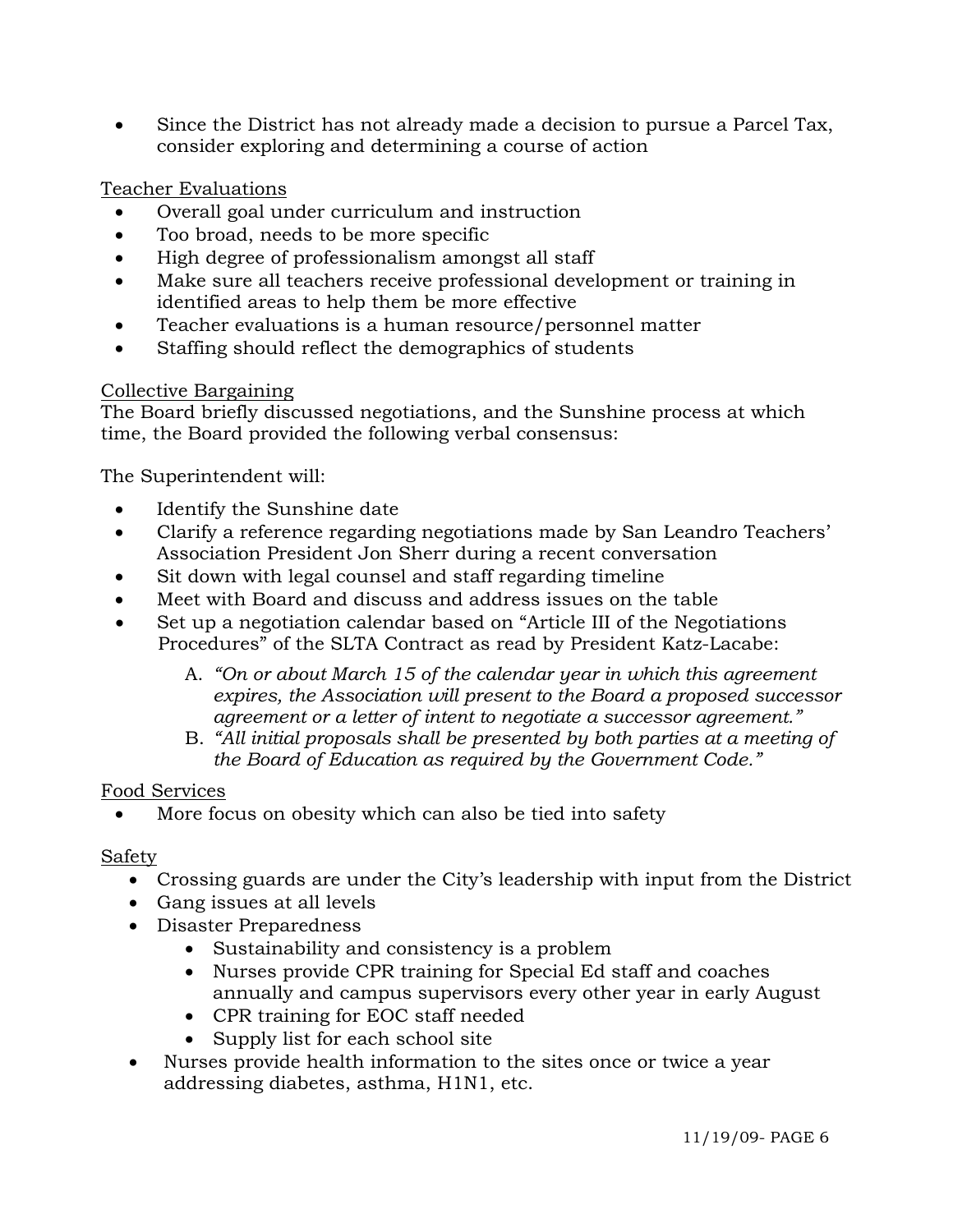- Since the District has not already made a decision to pursue a Parcel Tax, consider exploring and determining a course of action

<u>Teacher Evaluations</u>

- Overall goal under curriculum and instruction
- Too broad, needs to be more specific
- High degree of professionalism amongst all staff
- Make sure all teachers receive professional development or training in identified areas to help them be more effective
- Teacher evaluations is a human resource/personnel matter
- Staffing should reflect the demographics of students

<u>Collective Bargaining</u>

The Board briefly discussed negotiations, and the Sunshine process at which time, the Board provided the following verbal consensus:

The Superintendent will:

- Identify the Sunshine date
- Clarify a reference regarding negotiations made by San Leandro Teachers' Association President Jon Sherr during a recent conversation
- Sit down with legal counsel and staff regarding timeline
- Meet with Board and discuss and address issues on the table
- Set up a negotiation calendar based on "Article III of the Negotiations Procedures" of the SLTA Contract as read by President Katz-Lacabe:
    A. *"On or about March 15 of the calendar year in which this agreement expires, the Association will present to the Board a proposed successor agreement or a letter of intent to negotiate a successor agreement."*
    B. *"All initial proposals shall be presented by both parties at a meeting of the Board of Education as required by the Government Code."*

<u>Food Services</u>

- More focus on obesity which can also be tied into safety

<u>Safety</u>

- Crossing guards are under the City's leadership with input from the District
- Gang issues at all levels
- Disaster Preparedness
    - Sustainability and consistency is a problem
    - Nurses provide CPR training for Special Ed staff and coaches annually and campus supervisors every other year in early August
    - CPR training for EOC staff needed
    - Supply list for each school site
- Nurses provide health information to the sites once or twice a year addressing diabetes, asthma, H1N1, etc.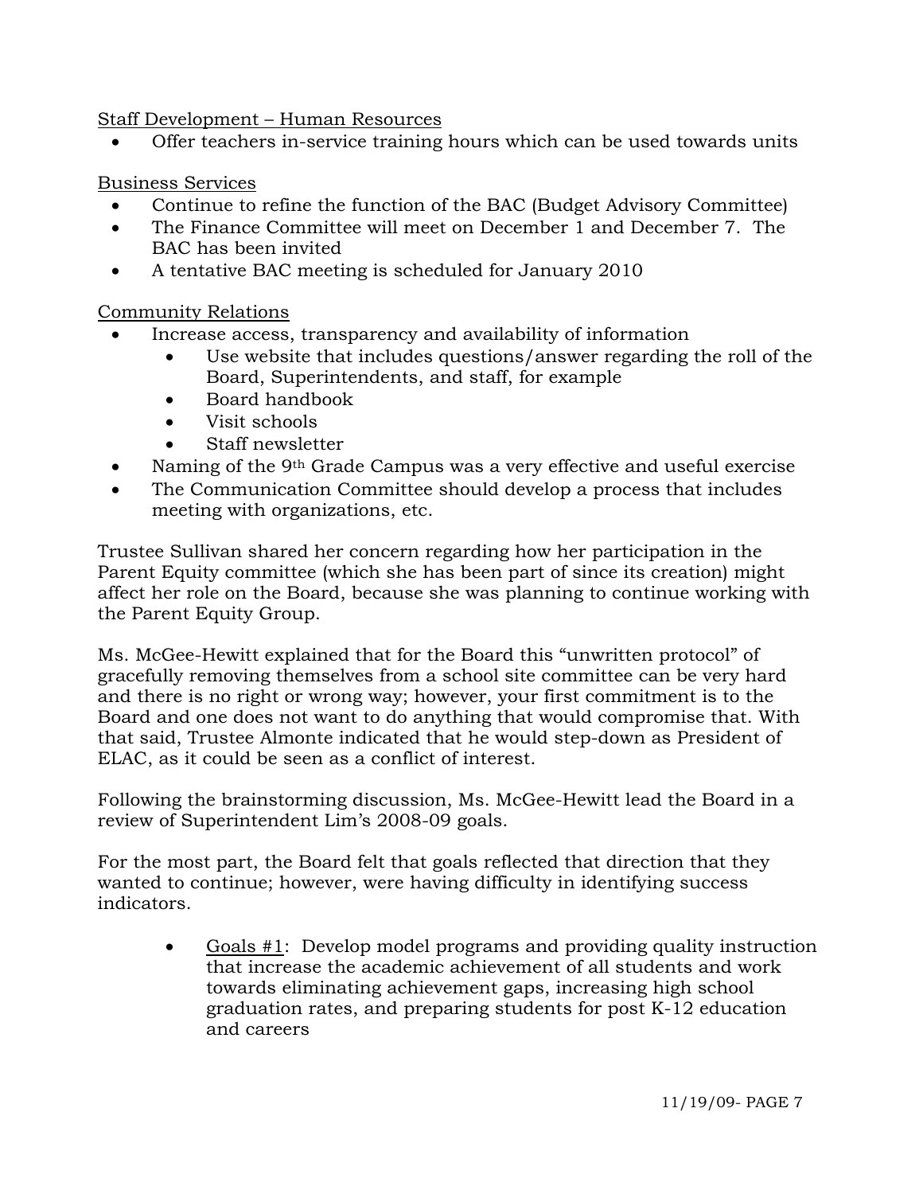Staff Development – Human Resources

- Offer teachers in-service training hours which can be used towards units

Business Services

- Continue to refine the function of the BAC (Budget Advisory Committee)
- The Finance Committee will meet on December 1 and December 7. The BAC has been invited
- A tentative BAC meeting is scheduled for January 2010

Community Relations

- Increase access, transparency and availability of information
  - Use website that includes questions/answer regarding the roll of the Board, Superintendents, and staff, for example
  - Board handbook
  - Visit schools
  - Staff newsletter
- Naming of the 9th Grade Campus was a very effective and useful exercise
- The Communication Committee should develop a process that includes meeting with organizations, etc.

Trustee Sullivan shared her concern regarding how her participation in the Parent Equity committee (which she has been part of since its creation) might affect her role on the Board, because she was planning to continue working with the Parent Equity Group.

Ms. McGee-Hewitt explained that for the Board this "unwritten protocol" of gracefully removing themselves from a school site committee can be very hard and there is no right or wrong way; however, your first commitment is to the Board and one does not want to do anything that would compromise that. With that said, Trustee Almonte indicated that he would step-down as President of ELAC, as it could be seen as a conflict of interest.

Following the brainstorming discussion, Ms. McGee-Hewitt lead the Board in a review of Superintendent Lim's 2008-09 goals.

For the most part, the Board felt that goals reflected that direction that they wanted to continue; however, were having difficulty in identifying success indicators.

- Goals #1: Develop model programs and providing quality instruction that increase the academic achievement of all students and work towards eliminating achievement gaps, increasing high school graduation rates, and preparing students for post K-12 education and careers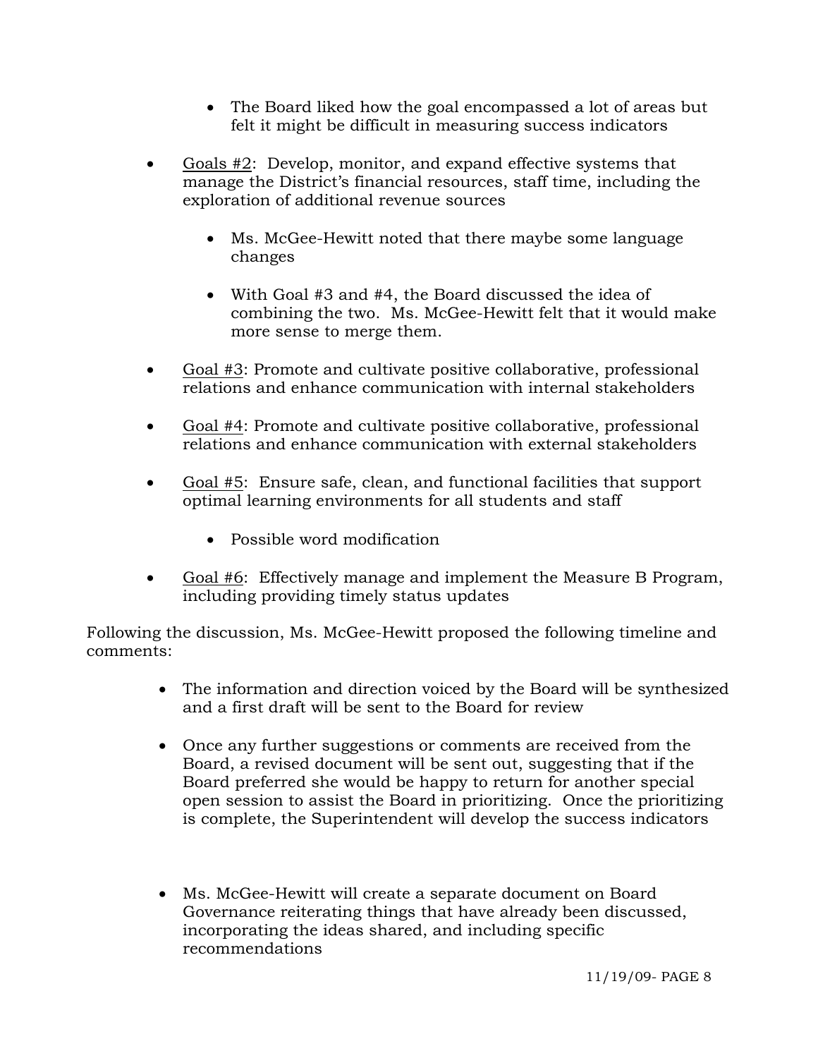- The Board liked how the goal encompassed a lot of areas but felt it might be difficult in measuring success indicators

- Goals #2: Develop, monitor, and expand effective systems that manage the District's financial resources, staff time, including the exploration of additional revenue sources

  - Ms. McGee-Hewitt noted that there maybe some language changes

  - With Goal #3 and #4, the Board discussed the idea of combining the two. Ms. McGee-Hewitt felt that it would make more sense to merge them.

- Goal #3: Promote and cultivate positive collaborative, professional relations and enhance communication with internal stakeholders

- Goal #4: Promote and cultivate positive collaborative, professional relations and enhance communication with external stakeholders

- Goal #5: Ensure safe, clean, and functional facilities that support optimal learning environments for all students and staff

  - Possible word modification

- Goal #6: Effectively manage and implement the Measure B Program, including providing timely status updates

Following the discussion, Ms. McGee-Hewitt proposed the following timeline and comments:

- The information and direction voiced by the Board will be synthesized and a first draft will be sent to the Board for review

- Once any further suggestions or comments are received from the Board, a revised document will be sent out, suggesting that if the Board preferred she would be happy to return for another special open session to assist the Board in prioritizing. Once the prioritizing is complete, the Superintendent will develop the success indicators

- Ms. McGee-Hewitt will create a separate document on Board Governance reiterating things that have already been discussed, incorporating the ideas shared, and including specific recommendations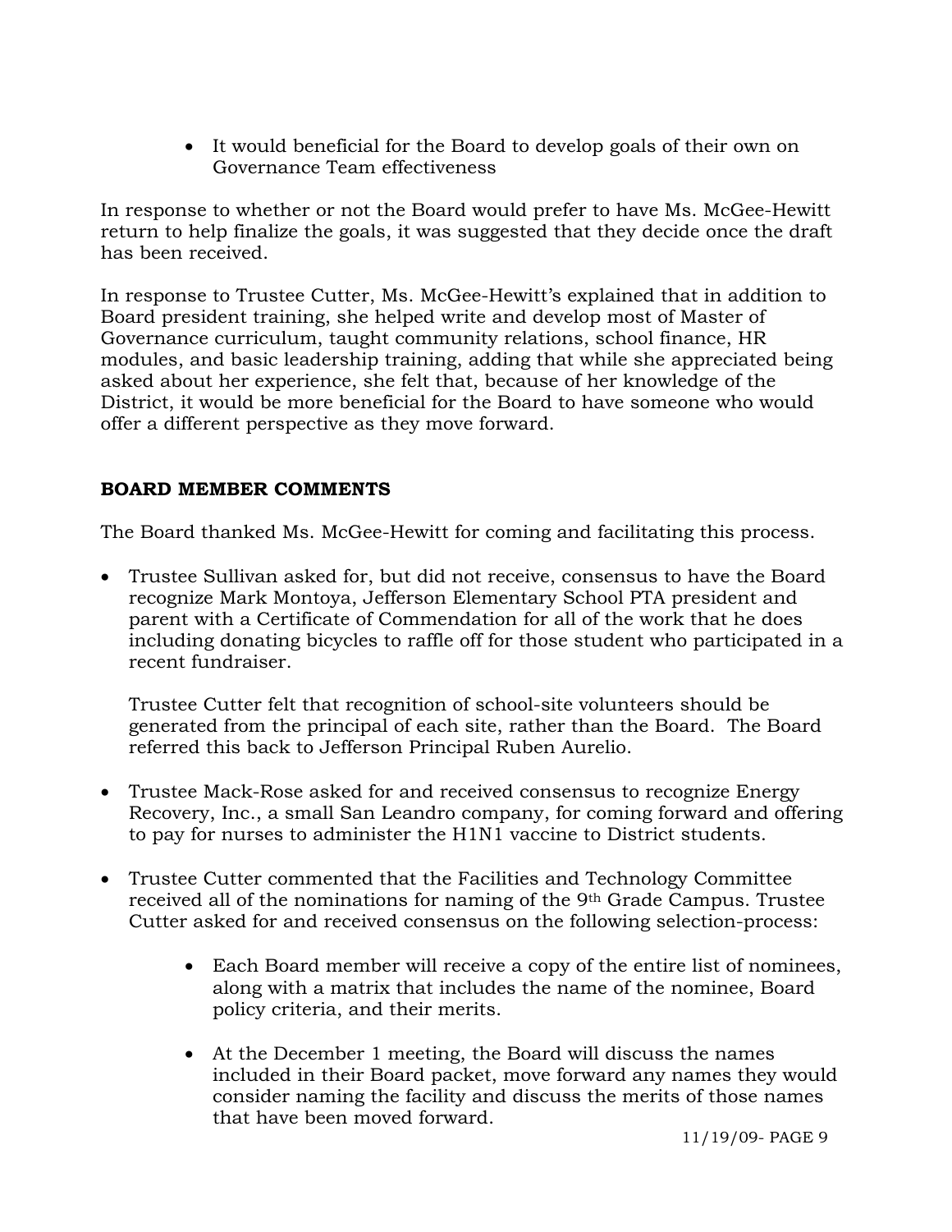- It would beneficial for the Board to develop goals of their own on Governance Team effectiveness

In response to whether or not the Board would prefer to have Ms. McGee-Hewitt return to help finalize the goals, it was suggested that they decide once the draft has been received.

In response to Trustee Cutter, Ms. McGee-Hewitt's explained that in addition to Board president training, she helped write and develop most of Master of Governance curriculum, taught community relations, school finance, HR modules, and basic leadership training, adding that while she appreciated being asked about her experience, she felt that, because of her knowledge of the District, it would be more beneficial for the Board to have someone who would offer a different perspective as they move forward.

**BOARD MEMBER COMMENTS**

The Board thanked Ms. McGee-Hewitt for coming and facilitating this process.

- Trustee Sullivan asked for, but did not receive, consensus to have the Board recognize Mark Montoya, Jefferson Elementary School PTA president and parent with a Certificate of Commendation for all of the work that he does including donating bicycles to raffle off for those student who participated in a recent fundraiser.

  Trustee Cutter felt that recognition of school-site volunteers should be generated from the principal of each site, rather than the Board. The Board referred this back to Jefferson Principal Ruben Aurelio.

- Trustee Mack-Rose asked for and received consensus to recognize Energy Recovery, Inc., a small San Leandro company, for coming forward and offering to pay for nurses to administer the H1N1 vaccine to District students.

- Trustee Cutter commented that the Facilities and Technology Committee received all of the nominations for naming of the 9th Grade Campus. Trustee Cutter asked for and received consensus on the following selection-process:

  - Each Board member will receive a copy of the entire list of nominees, along with a matrix that includes the name of the nominee, Board policy criteria, and their merits.

  - At the December 1 meeting, the Board will discuss the names included in their Board packet, move forward any names they would consider naming the facility and discuss the merits of those names that have been moved forward.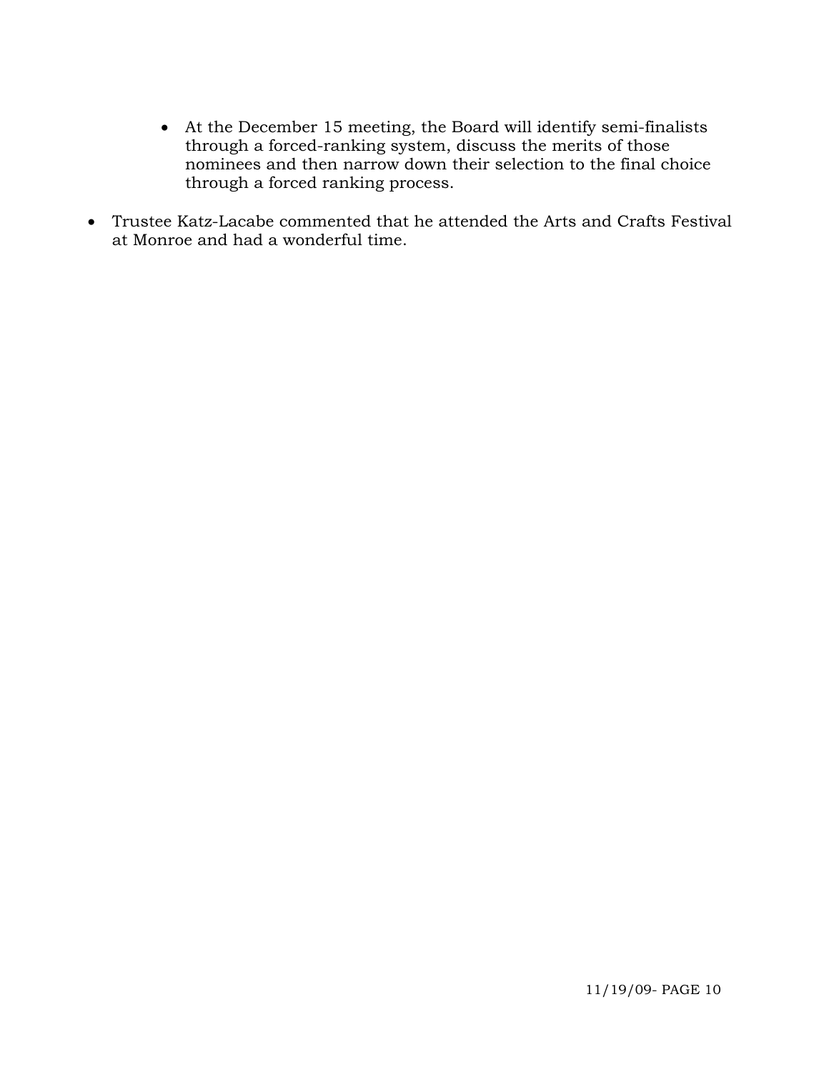- At the December 15 meeting, the Board will identify semi-finalists through a forced-ranking system, discuss the merits of those nominees and then narrow down their selection to the final choice through a forced ranking process.

- Trustee Katz-Lacabe commented that he attended the Arts and Crafts Festival at Monroe and had a wonderful time.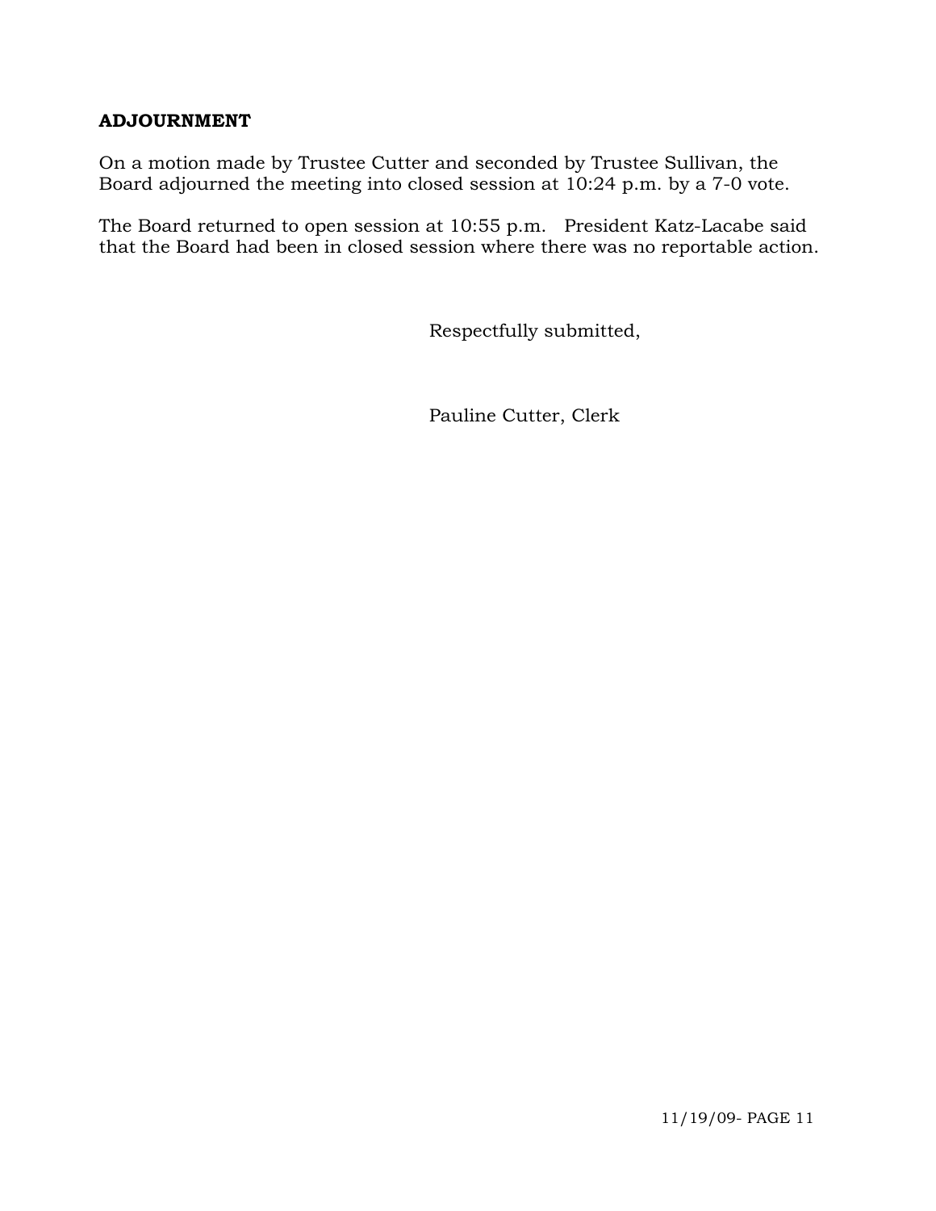**ADJOURNMENT**

On a motion made by Trustee Cutter and seconded by Trustee Sullivan, the Board adjourned the meeting into closed session at 10:24 p.m. by a 7-0 vote.

The Board returned to open session at 10:55 p.m. President Katz-Lacabe said that the Board had been in closed session where there was no reportable action.

Respectfully submitted,

Pauline Cutter, Clerk